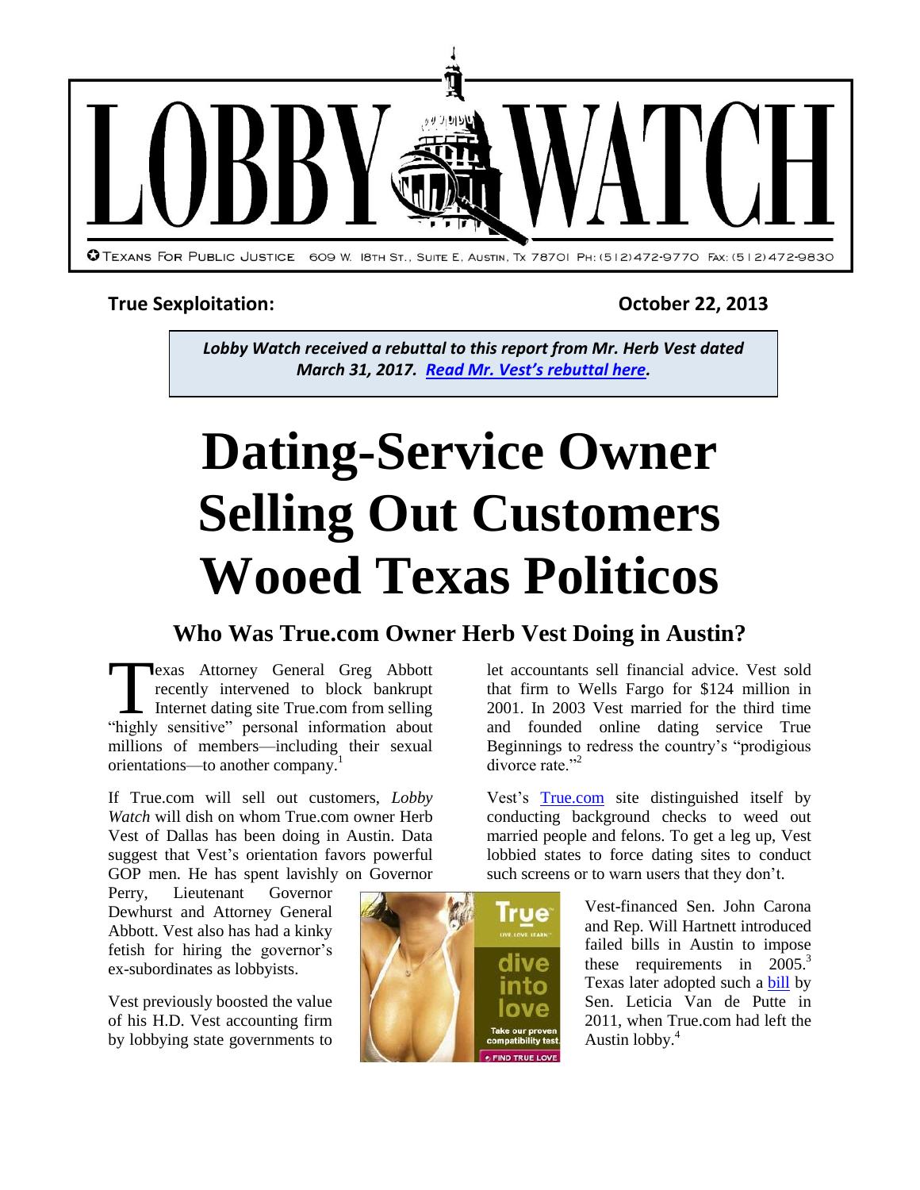# LOBBY WATCH

TEXANS FOR PUBLIC JUSTICE 609 W. 18TH ST., SUITE E, AUSTIN, TX 78701 PH: (512)472-9770 FAX: (512)472-9830

**True Sexploitation:** **October 22, 2013**

***Lobby Watch received a rebuttal to this report from Mr. Herb Vest dated March 31, 2017. Read Mr. Vest's rebuttal here.***

# Dating-Service Owner Selling Out Customers Wooed Texas Politicos

## Who Was True.com Owner Herb Vest Doing in Austin?

Texas Attorney General Greg Abbott recently intervened to block bankrupt Internet dating site True.com from selling "highly sensitive" personal information about millions of members—including their sexual orientations—to another company.[1]

If True.com will sell out customers, *Lobby Watch* will dish on whom True.com owner Herb Vest of Dallas has been doing in Austin. Data suggest that Vest's orientation favors powerful GOP men. He has spent lavishly on Governor Perry, Lieutenant Governor Dewhurst and Attorney General Abbott. Vest also has had a kinky fetish for hiring the governor's ex-subordinates as lobbyists.

Vest previously boosted the value of his H.D. Vest accounting firm by lobbying state governments to let accountants sell financial advice. Vest sold that firm to Wells Fargo for $124 million in 2001. In 2003 Vest married for the third time and founded online dating service True Beginnings to redress the country's "prodigious divorce rate."[2]

Vest's True.com site distinguished itself by conducting background checks to weed out married people and felons. To get a leg up, Vest lobbied states to force dating sites to conduct such screens or to warn users that they don't.

Vest-financed Sen. John Carona and Rep. Will Hartnett introduced failed bills in Austin to impose these requirements in 2005.[3] Texas later adopted such a bill by Sen. Leticia Van de Putte in 2011, when True.com had left the Austin lobby.[4]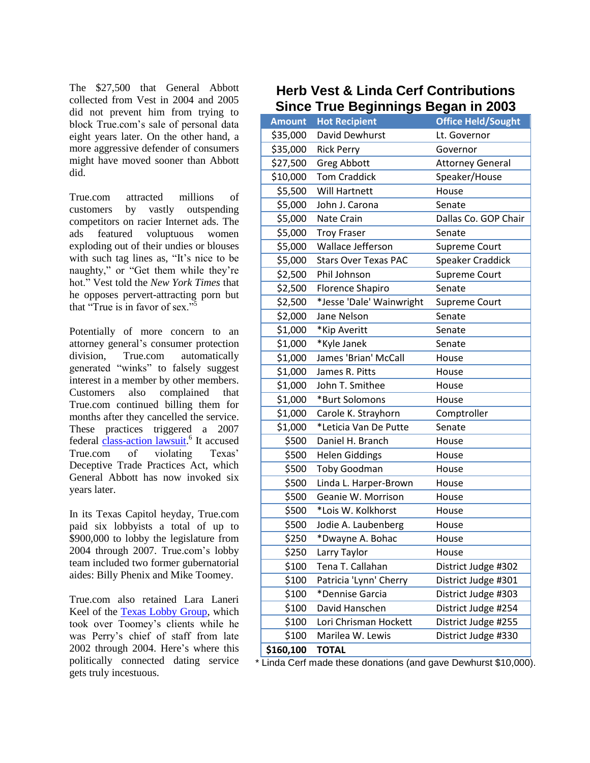The $27,500 that General Abbott collected from Vest in 2004 and 2005 did not prevent him from trying to block True.com's sale of personal data eight years later. On the other hand, a more aggressive defender of consumers might have moved sooner than Abbott did.

True.com attracted millions of customers by vastly outspending competitors on racier Internet ads. The ads featured voluptuous women exploding out of their undies or blouses with such tag lines as, "It's nice to be naughty," or "Get them while they're hot." Vest told the *New York Times* that he opposes pervert-attracting porn but that "True is in favor of sex."[5]

Potentially of more concern to an attorney general's consumer protection division, True.com automatically generated "winks" to falsely suggest interest in a member by other members. Customers also complained that True.com continued billing them for months after they cancelled the service. These practices triggered a 2007 federal class-action lawsuit.[6] It accused True.com of violating Texas' Deceptive Trade Practices Act, which General Abbott has now invoked six years later.

In its Texas Capitol heyday, True.com paid six lobbyists a total of up to $900,000 to lobby the legislature from 2004 through 2007. True.com's lobby team included two former gubernatorial aides: Billy Phenix and Mike Toomey.

True.com also retained Lara Laneri Keel of the Texas Lobby Group, which took over Toomey's clients while he was Perry's chief of staff from late 2002 through 2004. Here's where this politically connected dating service gets truly incestuous.

## Herb Vest & Linda Cerf Contributions Since True Beginnings Began in 2003

| Amount | Hot Recipient | Office Held/Sought |
|---|---|---|
| $35,000 | David Dewhurst | Lt. Governor |
| $35,000 | Rick Perry | Governor |
| $27,500 | Greg Abbott | Attorney General |
| $10,000 | Tom Craddick | Speaker/House |
| $5,500 | Will Hartnett | House |
| $5,000 | John J. Carona | Senate |
| $5,000 | Nate Crain | Dallas Co. GOP Chair |
| $5,000 | Troy Fraser | Senate |
| $5,000 | Wallace Jefferson | Supreme Court |
| $5,000 | Stars Over Texas PAC | Speaker Craddick |
| $2,500 | Phil Johnson | Supreme Court |
| $2,500 | Florence Shapiro | Senate |
| $2,500 | *Jesse 'Dale' Wainwright | Supreme Court |
| $2,000 | Jane Nelson | Senate |
| $1,000 | *Kip Averitt | Senate |
| $1,000 | *Kyle Janek | Senate |
| $1,000 | James 'Brian' McCall | House |
| $1,000 | James R. Pitts | House |
| $1,000 | John T. Smithee | House |
| $1,000 | *Burt Solomons | House |
| $1,000 | Carole K. Strayhorn | Comptroller |
| $1,000 | *Leticia Van De Putte | Senate |
| $500 | Daniel H. Branch | House |
| $500 | Helen Giddings | House |
| $500 | Toby Goodman | House |
| $500 | Linda L. Harper-Brown | House |
| $500 | Geanie W. Morrison | House |
| $500 | *Lois W. Kolkhorst | House |
| $500 | Jodie A. Laubenberg | House |
| $250 | *Dwayne A. Bohac | House |
| $250 | Larry Taylor | House |
| $100 | Tena T. Callahan | District Judge #302 |
| $100 | Patricia 'Lynn' Cherry | District Judge #301 |
| $100 | *Dennise Garcia | District Judge #303 |
| $100 | David Hanschen | District Judge #254 |
| $100 | Lori Chrisman Hockett | District Judge #255 |
| $100 | Marilea W. Lewis | District Judge #330 |
| **$160,100** | **TOTAL** | |

* Linda Cerf made these donations (and gave Dewhurst $10,000).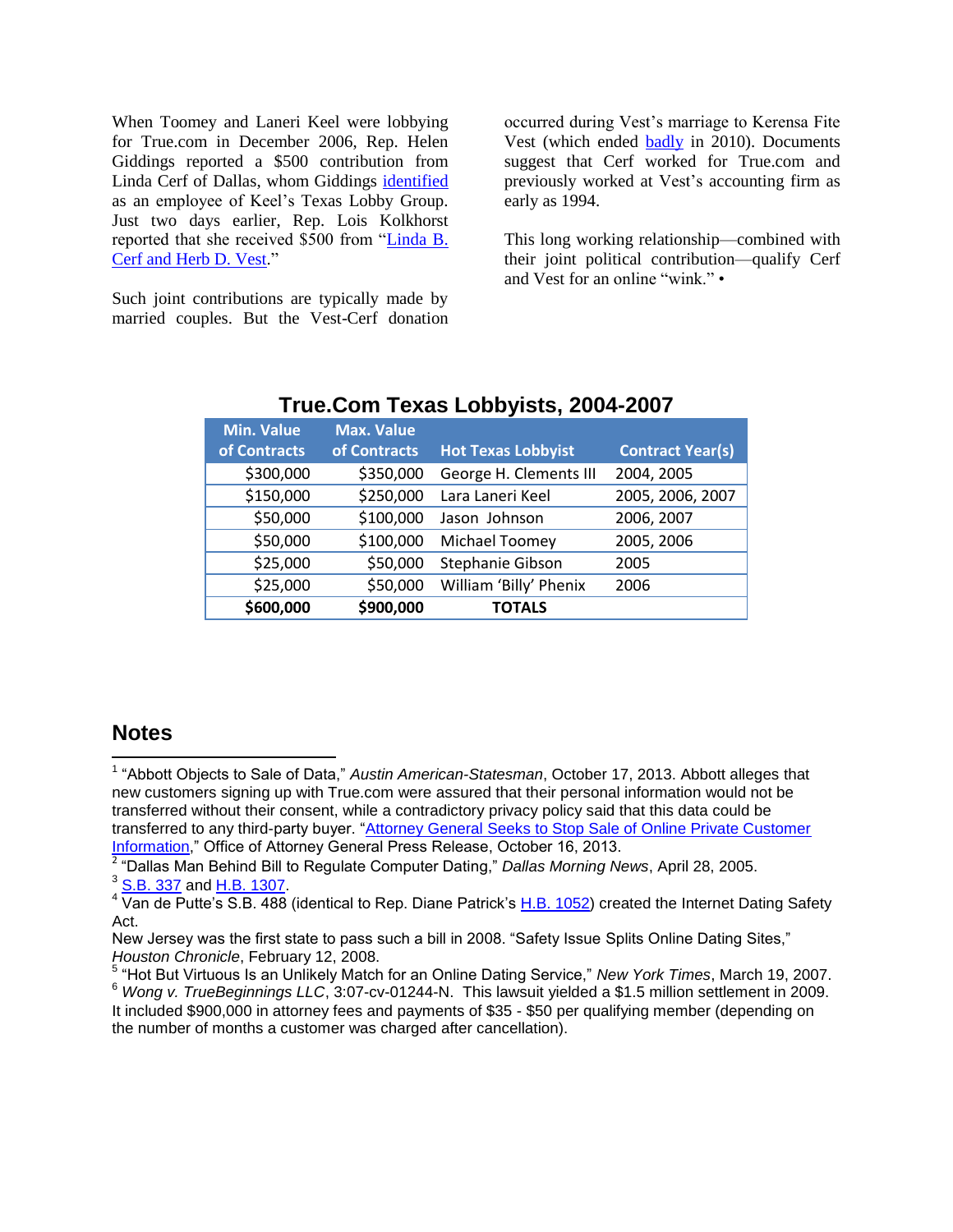When Toomey and Laneri Keel were lobbying for True.com in December 2006, Rep. Helen Giddings reported a $500 contribution from Linda Cerf of Dallas, whom Giddings identified as an employee of Keel's Texas Lobby Group. Just two days earlier, Rep. Lois Kolkhorst reported that she received $500 from "Linda B. Cerf and Herb D. Vest."

Such joint contributions are typically made by married couples. But the Vest-Cerf donation occurred during Vest's marriage to Kerensa Fite Vest (which ended badly in 2010). Documents suggest that Cerf worked for True.com and previously worked at Vest's accounting firm as early as 1994.

This long working relationship—combined with their joint political contribution—qualify Cerf and Vest for an online "wink." •

## True.Com Texas Lobbyists, 2004-2007

| Min. Value of Contracts | Max. Value of Contracts | Hot Texas Lobbyist | Contract Year(s) |
|---|---|---|---|
| $300,000 | $350,000 | George H. Clements III | 2004, 2005 |
| $150,000 | $250,000 | Lara Laneri Keel | 2005, 2006, 2007 |
| $50,000 | $100,000 | Jason Johnson | 2006, 2007 |
| $50,000 | $100,000 | Michael Toomey | 2005, 2006 |
| $25,000 | $50,000 | Stephanie Gibson | 2005 |
| $25,000 | $50,000 | William 'Billy' Phenix | 2006 |
| **$600,000** | **$900,000** | **TOTALS** | |

## Notes

[1] "Abbott Objects to Sale of Data," *Austin American-Statesman*, October 17, 2013. Abbott alleges that new customers signing up with True.com were assured that their personal information would not be transferred without their consent, while a contradictory privacy policy said that this data could be transferred to any third-party buyer. "Attorney General Seeks to Stop Sale of Online Private Customer Information," Office of Attorney General Press Release, October 16, 2013.

[2] "Dallas Man Behind Bill to Regulate Computer Dating," *Dallas Morning News*, April 28, 2005.

[3] S.B. 337 and H.B. 1307.

[4] Van de Putte's S.B. 488 (identical to Rep. Diane Patrick's H.B. 1052) created the Internet Dating Safety Act.
New Jersey was the first state to pass such a bill in 2008. "Safety Issue Splits Online Dating Sites," *Houston Chronicle*, February 12, 2008.

[5] "Hot But Virtuous Is an Unlikely Match for an Online Dating Service," *New York Times*, March 19, 2007.

[6] *Wong v. TrueBeginnings LLC*, 3:07-cv-01244-N. This lawsuit yielded a $1.5 million settlement in 2009. It included $900,000 in attorney fees and payments of $35 - $50 per qualifying member (depending on the number of months a customer was charged after cancellation).